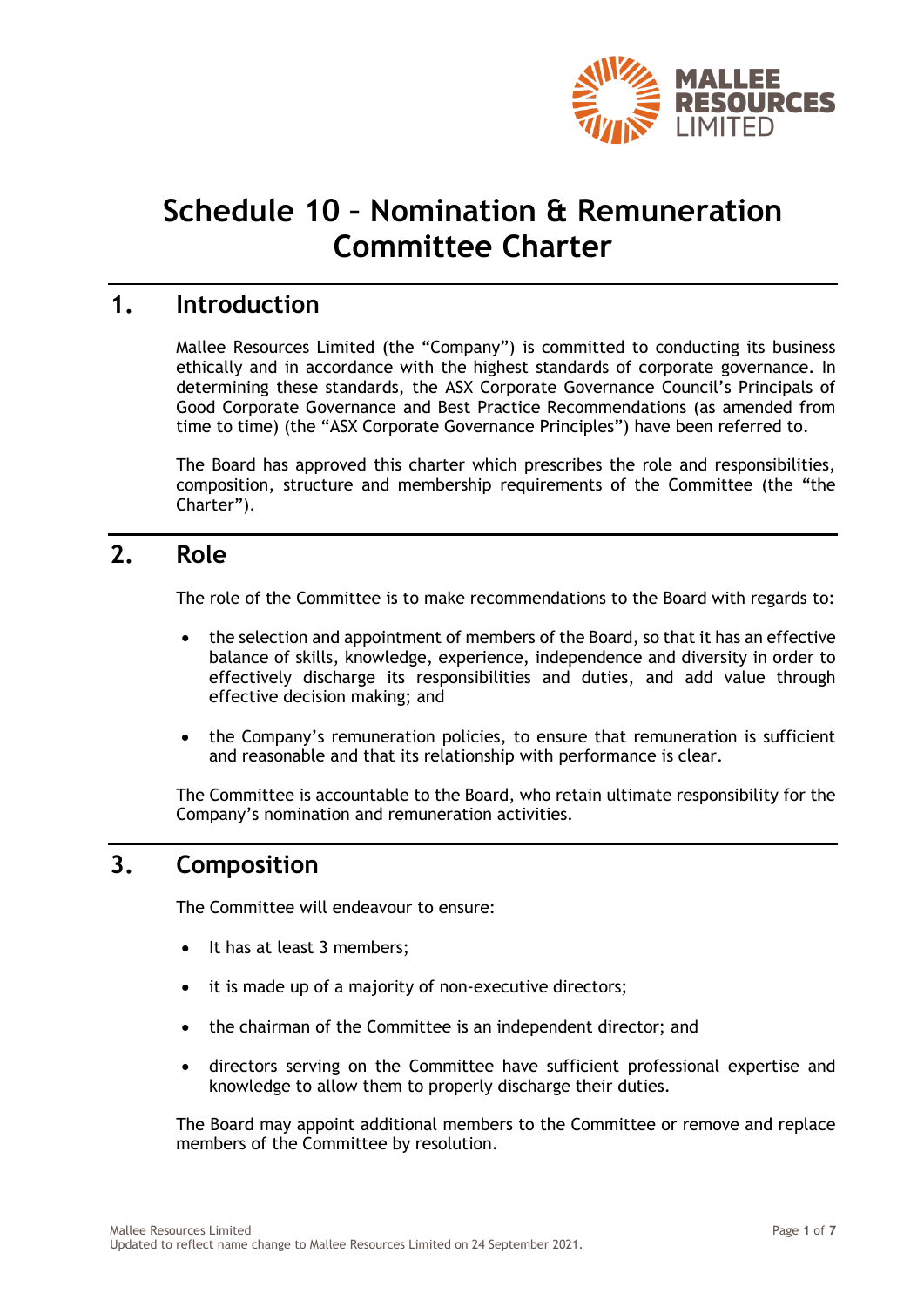# Schedule 10 – Nomination & Remuneration Committee Charter

## 1. Introduction

Mallee Resources Limited (the "Company") is committed to conducting its business ethically and in accordance with the highest standards of corporate governance. In determining these standards, the ASX Corporate Governance Council's Principals of Good Corporate Governance and Best Practice Recommendations (as amended from time to time) (the "ASX Corporate Governance Principles") have been referred to.

The Board has approved this charter which prescribes the role and responsibilities, composition, structure and membership requirements of the Committee (the "the Charter").

## 2. Role

The role of the Committee is to make recommendations to the Board with regards to:

- the selection and appointment of members of the Board, so that it has an effective balance of skills, knowledge, experience, independence and diversity in order to effectively discharge its responsibilities and duties, and add value through effective decision making; and
- the Company's remuneration policies, to ensure that remuneration is sufficient and reasonable and that its relationship with performance is clear.

The Committee is accountable to the Board, who retain ultimate responsibility for the Company's nomination and remuneration activities.

## 3. Composition

The Committee will endeavour to ensure:

- It has at least 3 members;
- it is made up of a majority of non-executive directors;
- the chairman of the Committee is an independent director; and
- directors serving on the Committee have sufficient professional expertise and knowledge to allow them to properly discharge their duties.

The Board may appoint additional members to the Committee or remove and replace members of the Committee by resolution.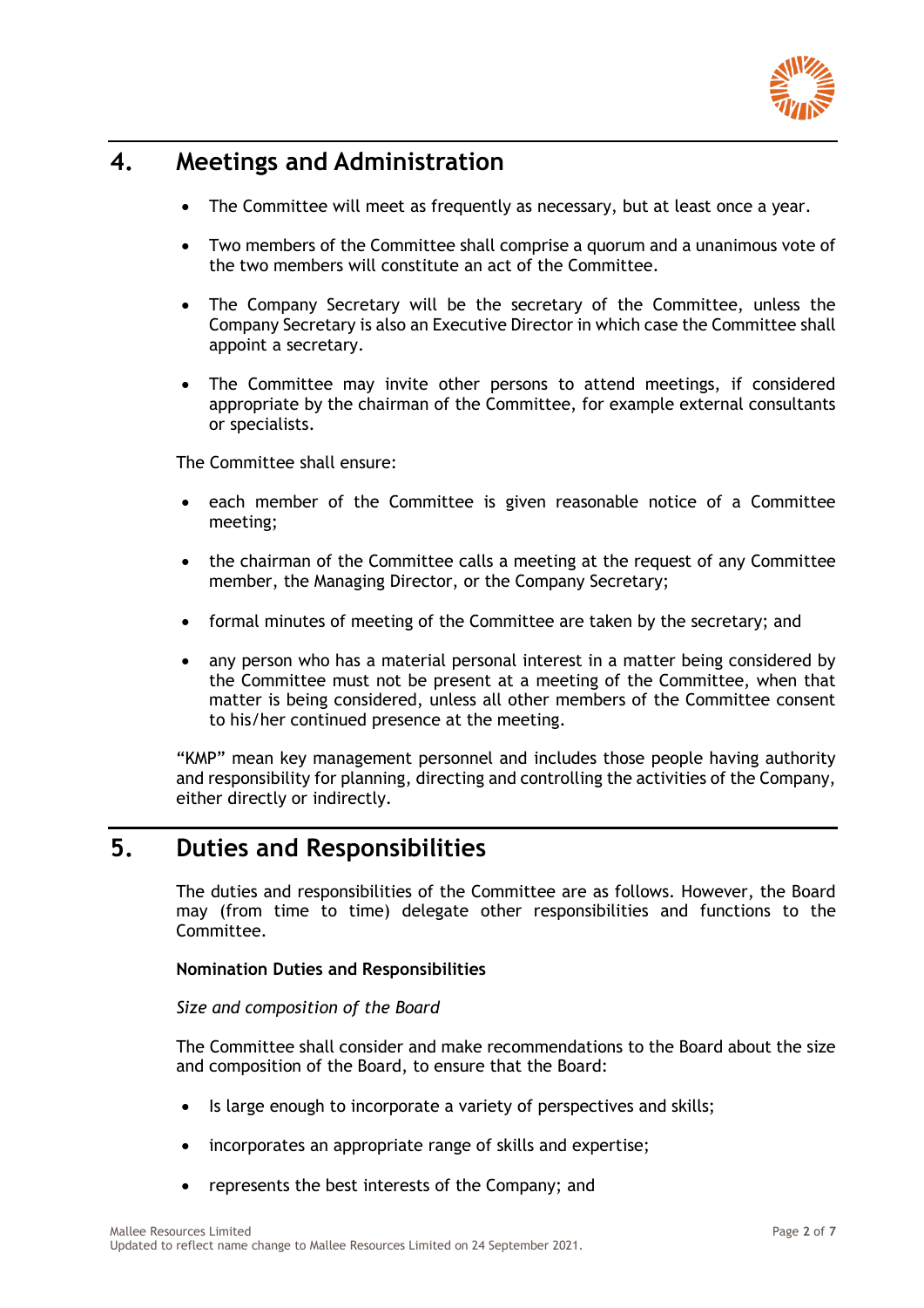## 4. Meetings and Administration

- The Committee will meet as frequently as necessary, but at least once a year.
- Two members of the Committee shall comprise a quorum and a unanimous vote of the two members will constitute an act of the Committee.
- The Company Secretary will be the secretary of the Committee, unless the Company Secretary is also an Executive Director in which case the Committee shall appoint a secretary.
- The Committee may invite other persons to attend meetings, if considered appropriate by the chairman of the Committee, for example external consultants or specialists.

The Committee shall ensure:

- each member of the Committee is given reasonable notice of a Committee meeting;
- the chairman of the Committee calls a meeting at the request of any Committee member, the Managing Director, or the Company Secretary;
- formal minutes of meeting of the Committee are taken by the secretary; and
- any person who has a material personal interest in a matter being considered by the Committee must not be present at a meeting of the Committee, when that matter is being considered, unless all other members of the Committee consent to his/her continued presence at the meeting.

"KMP" mean key management personnel and includes those people having authority and responsibility for planning, directing and controlling the activities of the Company, either directly or indirectly.

## 5. Duties and Responsibilities

The duties and responsibilities of the Committee are as follows. However, the Board may (from time to time) delegate other responsibilities and functions to the Committee.

**Nomination Duties and Responsibilities**

*Size and composition of the Board*

The Committee shall consider and make recommendations to the Board about the size and composition of the Board, to ensure that the Board:

- Is large enough to incorporate a variety of perspectives and skills;
- incorporates an appropriate range of skills and expertise;
- represents the best interests of the Company; and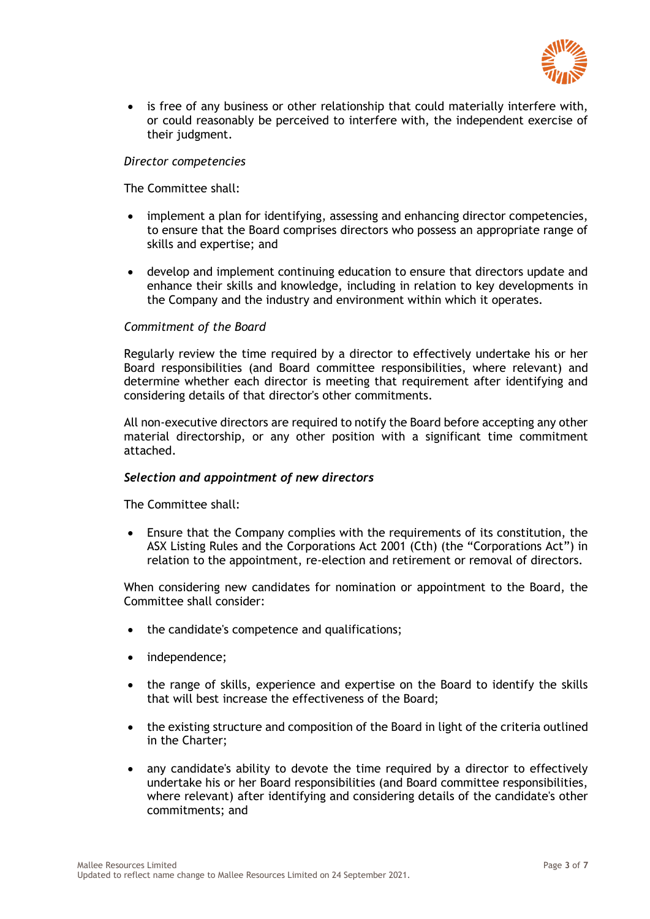- is free of any business or other relationship that could materially interfere with, or could reasonably be perceived to interfere with, the independent exercise of their judgment.

*Director competencies*

The Committee shall:

- implement a plan for identifying, assessing and enhancing director competencies, to ensure that the Board comprises directors who possess an appropriate range of skills and expertise; and
- develop and implement continuing education to ensure that directors update and enhance their skills and knowledge, including in relation to key developments in the Company and the industry and environment within which it operates.

*Commitment of the Board*

Regularly review the time required by a director to effectively undertake his or her Board responsibilities (and Board committee responsibilities, where relevant) and determine whether each director is meeting that requirement after identifying and considering details of that director's other commitments.

All non-executive directors are required to notify the Board before accepting any other material directorship, or any other position with a significant time commitment attached.

***Selection and appointment of new directors***

The Committee shall:

- Ensure that the Company complies with the requirements of its constitution, the ASX Listing Rules and the Corporations Act 2001 (Cth) (the "Corporations Act") in relation to the appointment, re-election and retirement or removal of directors.

When considering new candidates for nomination or appointment to the Board, the Committee shall consider:

- the candidate's competence and qualifications;
- independence;
- the range of skills, experience and expertise on the Board to identify the skills that will best increase the effectiveness of the Board;
- the existing structure and composition of the Board in light of the criteria outlined in the Charter;
- any candidate's ability to devote the time required by a director to effectively undertake his or her Board responsibilities (and Board committee responsibilities, where relevant) after identifying and considering details of the candidate's other commitments; and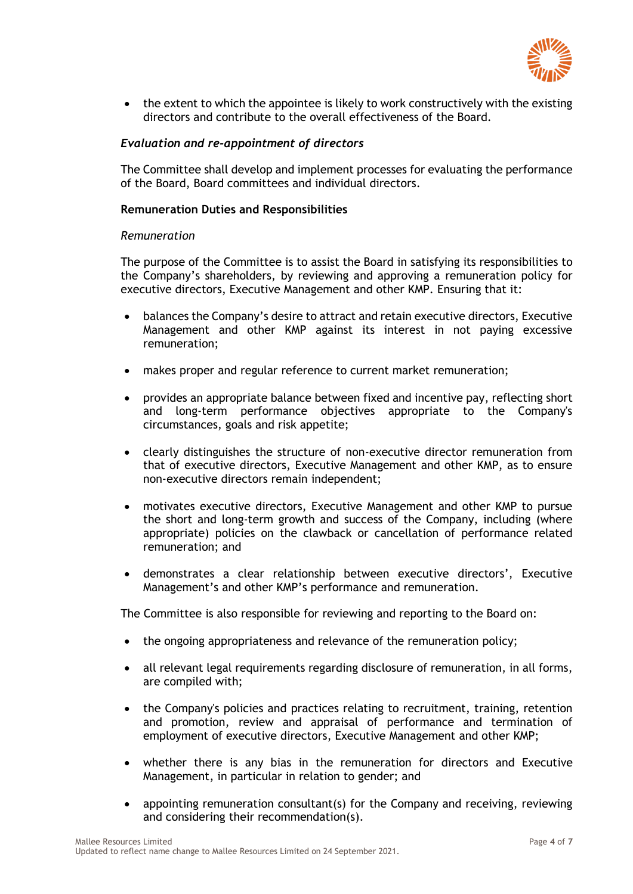- the extent to which the appointee is likely to work constructively with the existing directors and contribute to the overall effectiveness of the Board.

*Evaluation and re-appointment of directors*

The Committee shall develop and implement processes for evaluating the performance of the Board, Board committees and individual directors.

**Remuneration Duties and Responsibilities**

*Remuneration*

The purpose of the Committee is to assist the Board in satisfying its responsibilities to the Company's shareholders, by reviewing and approving a remuneration policy for executive directors, Executive Management and other KMP. Ensuring that it:

- balances the Company's desire to attract and retain executive directors, Executive Management and other KMP against its interest in not paying excessive remuneration;
- makes proper and regular reference to current market remuneration;
- provides an appropriate balance between fixed and incentive pay, reflecting short and long-term performance objectives appropriate to the Company's circumstances, goals and risk appetite;
- clearly distinguishes the structure of non-executive director remuneration from that of executive directors, Executive Management and other KMP, as to ensure non-executive directors remain independent;
- motivates executive directors, Executive Management and other KMP to pursue the short and long-term growth and success of the Company, including (where appropriate) policies on the clawback or cancellation of performance related remuneration; and
- demonstrates a clear relationship between executive directors', Executive Management's and other KMP's performance and remuneration.

The Committee is also responsible for reviewing and reporting to the Board on:

- the ongoing appropriateness and relevance of the remuneration policy;
- all relevant legal requirements regarding disclosure of remuneration, in all forms, are compiled with;
- the Company's policies and practices relating to recruitment, training, retention and promotion, review and appraisal of performance and termination of employment of executive directors, Executive Management and other KMP;
- whether there is any bias in the remuneration for directors and Executive Management, in particular in relation to gender; and
- appointing remuneration consultant(s) for the Company and receiving, reviewing and considering their recommendation(s).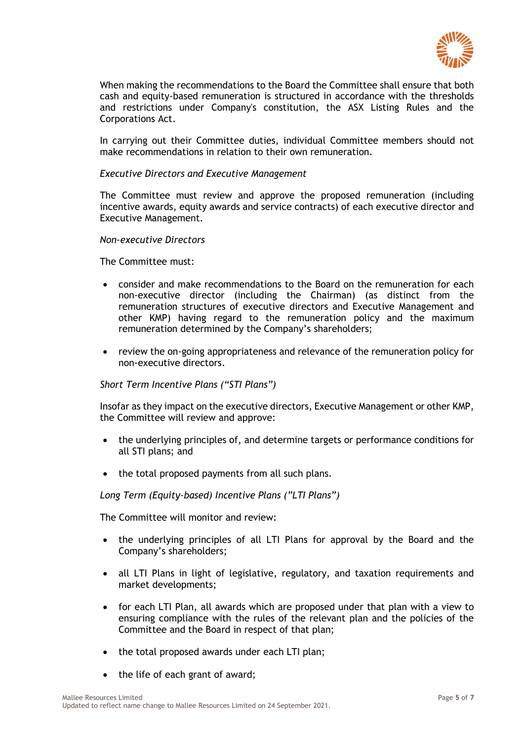When making the recommendations to the Board the Committee shall ensure that both cash and equity-based remuneration is structured in accordance with the thresholds and restrictions under Company's constitution, the ASX Listing Rules and the Corporations Act.

In carrying out their Committee duties, individual Committee members should not make recommendations in relation to their own remuneration.

*Executive Directors and Executive Management*

The Committee must review and approve the proposed remuneration (including incentive awards, equity awards and service contracts) of each executive director and Executive Management.

*Non-executive Directors*

The Committee must:

- consider and make recommendations to the Board on the remuneration for each non-executive director (including the Chairman) (as distinct from the remuneration structures of executive directors and Executive Management and other KMP) having regard to the remuneration policy and the maximum remuneration determined by the Company's shareholders;
- review the on-going appropriateness and relevance of the remuneration policy for non-executive directors.

*Short Term Incentive Plans ("STI Plans")*

Insofar as they impact on the executive directors, Executive Management or other KMP, the Committee will review and approve:

- the underlying principles of, and determine targets or performance conditions for all STI plans; and
- the total proposed payments from all such plans.

*Long Term (Equity-based) Incentive Plans ("LTI Plans")*

The Committee will monitor and review:

- the underlying principles of all LTI Plans for approval by the Board and the Company's shareholders;
- all LTI Plans in light of legislative, regulatory, and taxation requirements and market developments;
- for each LTI Plan, all awards which are proposed under that plan with a view to ensuring compliance with the rules of the relevant plan and the policies of the Committee and the Board in respect of that plan;
- the total proposed awards under each LTI plan;
- the life of each grant of award;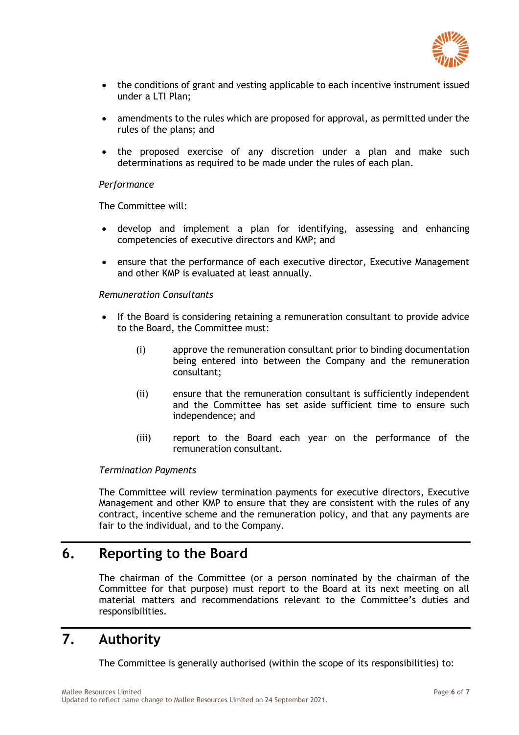- the conditions of grant and vesting applicable to each incentive instrument issued under a LTI Plan;
- amendments to the rules which are proposed for approval, as permitted under the rules of the plans; and
- the proposed exercise of any discretion under a plan and make such determinations as required to be made under the rules of each plan.

*Performance*

The Committee will:

- develop and implement a plan for identifying, assessing and enhancing competencies of executive directors and KMP; and
- ensure that the performance of each executive director, Executive Management and other KMP is evaluated at least annually.

*Remuneration Consultants*

- If the Board is considering retaining a remuneration consultant to provide advice to the Board, the Committee must:
  - (i) approve the remuneration consultant prior to binding documentation being entered into between the Company and the remuneration consultant;
  - (ii) ensure that the remuneration consultant is sufficiently independent and the Committee has set aside sufficient time to ensure such independence; and
  - (iii) report to the Board each year on the performance of the remuneration consultant.

*Termination Payments*

The Committee will review termination payments for executive directors, Executive Management and other KMP to ensure that they are consistent with the rules of any contract, incentive scheme and the remuneration policy, and that any payments are fair to the individual, and to the Company.

## 6. Reporting to the Board

The chairman of the Committee (or a person nominated by the chairman of the Committee for that purpose) must report to the Board at its next meeting on all material matters and recommendations relevant to the Committee's duties and responsibilities.

## 7. Authority

The Committee is generally authorised (within the scope of its responsibilities) to: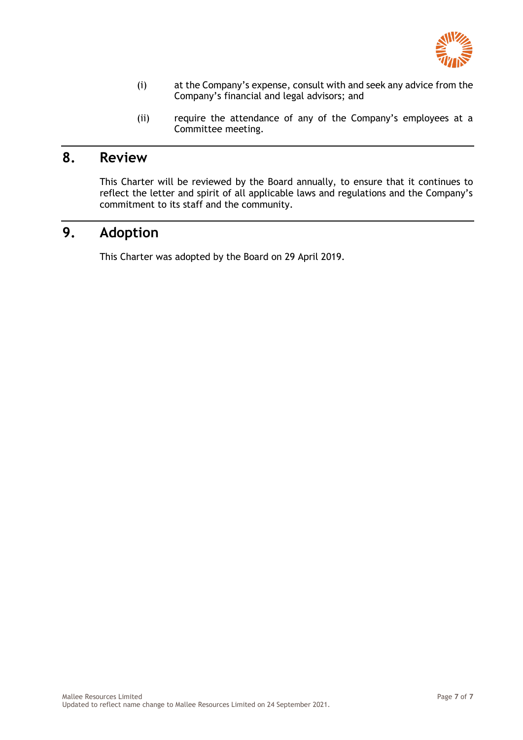(i) at the Company's expense, consult with and seek any advice from the Company's financial and legal advisors; and

(ii) require the attendance of any of the Company's employees at a Committee meeting.

## 8. Review

This Charter will be reviewed by the Board annually, to ensure that it continues to reflect the letter and spirit of all applicable laws and regulations and the Company's commitment to its staff and the community.

## 9. Adoption

This Charter was adopted by the Board on 29 April 2019.

Updated to reflect name change to Mallee Resources Limited on 24 September 2021.